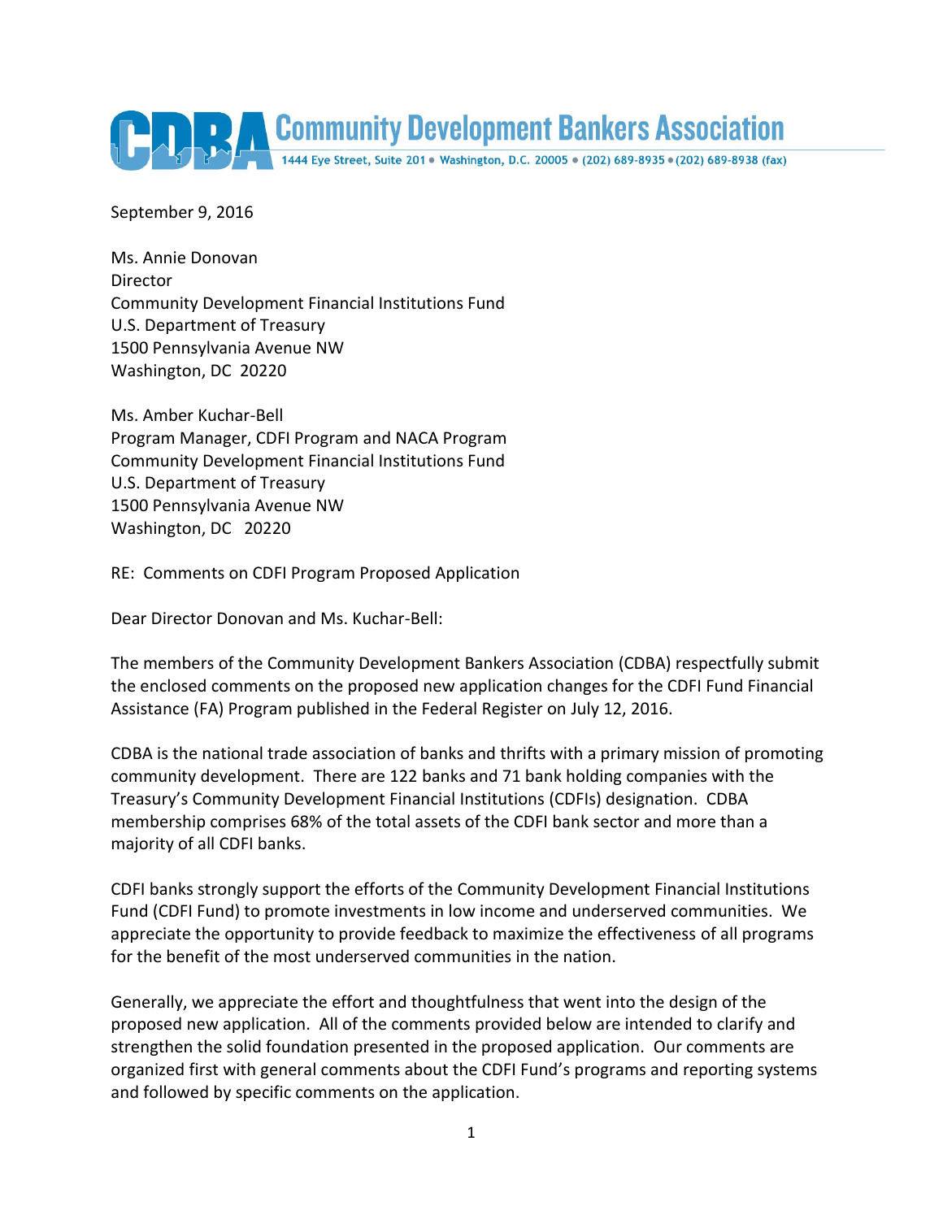**Community Development Bankers Association**

1444 Eye Street, Suite 201 • Washington, D.C. 20005 • (202) 689-8935 • (202) 689-8938 (fax)

September 9, 2016

Ms. Annie Donovan
Director
Community Development Financial Institutions Fund
U.S. Department of Treasury
1500 Pennsylvania Avenue NW
Washington, DC 20220

Ms. Amber Kuchar-Bell
Program Manager, CDFI Program and NACA Program
Community Development Financial Institutions Fund
U.S. Department of Treasury
1500 Pennsylvania Avenue NW
Washington, DC 20220

RE: Comments on CDFI Program Proposed Application

Dear Director Donovan and Ms. Kuchar-Bell:

The members of the Community Development Bankers Association (CDBA) respectfully submit the enclosed comments on the proposed new application changes for the CDFI Fund Financial Assistance (FA) Program published in the Federal Register on July 12, 2016.

CDBA is the national trade association of banks and thrifts with a primary mission of promoting community development. There are 122 banks and 71 bank holding companies with the Treasury's Community Development Financial Institutions (CDFIs) designation. CDBA membership comprises 68% of the total assets of the CDFI bank sector and more than a majority of all CDFI banks.

CDFI banks strongly support the efforts of the Community Development Financial Institutions Fund (CDFI Fund) to promote investments in low income and underserved communities. We appreciate the opportunity to provide feedback to maximize the effectiveness of all programs for the benefit of the most underserved communities in the nation.

Generally, we appreciate the effort and thoughtfulness that went into the design of the proposed new application. All of the comments provided below are intended to clarify and strengthen the solid foundation presented in the proposed application. Our comments are organized first with general comments about the CDFI Fund's programs and reporting systems and followed by specific comments on the application.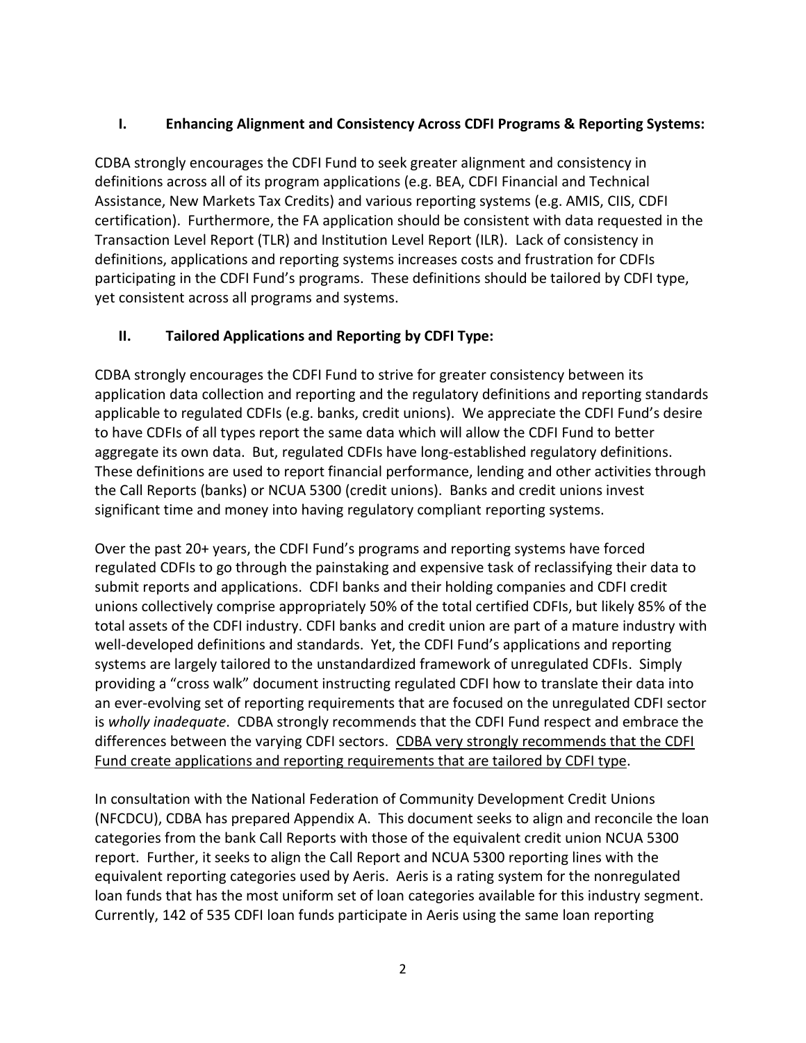## I. Enhancing Alignment and Consistency Across CDFI Programs & Reporting Systems:

CDBA strongly encourages the CDFI Fund to seek greater alignment and consistency in definitions across all of its program applications (e.g. BEA, CDFI Financial and Technical Assistance, New Markets Tax Credits) and various reporting systems (e.g. AMIS, CIIS, CDFI certification). Furthermore, the FA application should be consistent with data requested in the Transaction Level Report (TLR) and Institution Level Report (ILR). Lack of consistency in definitions, applications and reporting systems increases costs and frustration for CDFIs participating in the CDFI Fund's programs. These definitions should be tailored by CDFI type, yet consistent across all programs and systems.

## II. Tailored Applications and Reporting by CDFI Type:

CDBA strongly encourages the CDFI Fund to strive for greater consistency between its application data collection and reporting and the regulatory definitions and reporting standards applicable to regulated CDFIs (e.g. banks, credit unions). We appreciate the CDFI Fund's desire to have CDFIs of all types report the same data which will allow the CDFI Fund to better aggregate its own data. But, regulated CDFIs have long-established regulatory definitions. These definitions are used to report financial performance, lending and other activities through the Call Reports (banks) or NCUA 5300 (credit unions). Banks and credit unions invest significant time and money into having regulatory compliant reporting systems.

Over the past 20+ years, the CDFI Fund's programs and reporting systems have forced regulated CDFIs to go through the painstaking and expensive task of reclassifying their data to submit reports and applications. CDFI banks and their holding companies and CDFI credit unions collectively comprise appropriately 50% of the total certified CDFIs, but likely 85% of the total assets of the CDFI industry. CDFI banks and credit union are part of a mature industry with well-developed definitions and standards. Yet, the CDFI Fund's applications and reporting systems are largely tailored to the unstandardized framework of unregulated CDFIs. Simply providing a "cross walk" document instructing regulated CDFI how to translate their data into an ever-evolving set of reporting requirements that are focused on the unregulated CDFI sector is *wholly inadequate*. CDBA strongly recommends that the CDFI Fund respect and embrace the differences between the varying CDFI sectors. CDBA very strongly recommends that the CDFI Fund create applications and reporting requirements that are tailored by CDFI type.

In consultation with the National Federation of Community Development Credit Unions (NFCDCU), CDBA has prepared Appendix A. This document seeks to align and reconcile the loan categories from the bank Call Reports with those of the equivalent credit union NCUA 5300 report. Further, it seeks to align the Call Report and NCUA 5300 reporting lines with the equivalent reporting categories used by Aeris. Aeris is a rating system for the nonregulated loan funds that has the most uniform set of loan categories available for this industry segment. Currently, 142 of 535 CDFI loan funds participate in Aeris using the same loan reporting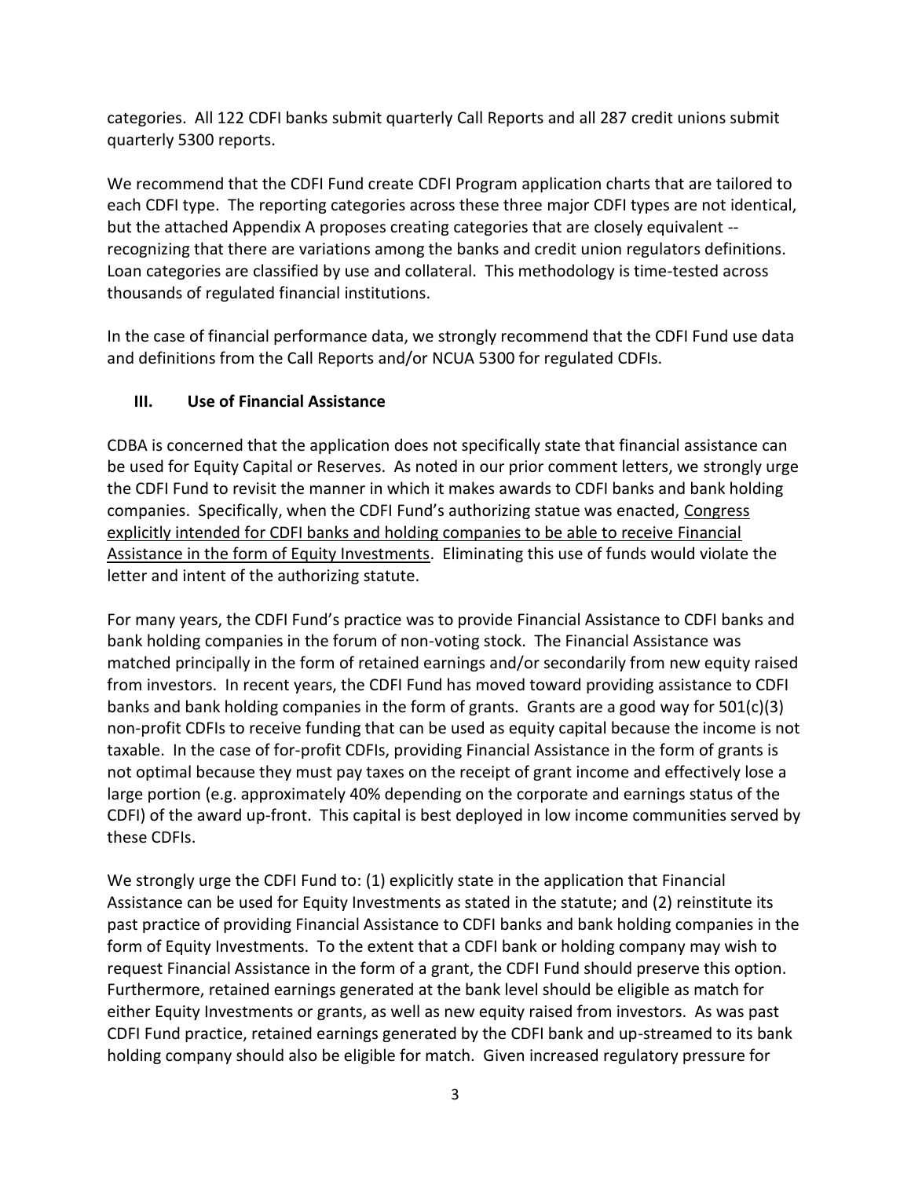categories. All 122 CDFI banks submit quarterly Call Reports and all 287 credit unions submit quarterly 5300 reports.

We recommend that the CDFI Fund create CDFI Program application charts that are tailored to each CDFI type. The reporting categories across these three major CDFI types are not identical, but the attached Appendix A proposes creating categories that are closely equivalent -- recognizing that there are variations among the banks and credit union regulators definitions. Loan categories are classified by use and collateral. This methodology is time-tested across thousands of regulated financial institutions.

In the case of financial performance data, we strongly recommend that the CDFI Fund use data and definitions from the Call Reports and/or NCUA 5300 for regulated CDFIs.

## III. Use of Financial Assistance

CDBA is concerned that the application does not specifically state that financial assistance can be used for Equity Capital or Reserves. As noted in our prior comment letters, we strongly urge the CDFI Fund to revisit the manner in which it makes awards to CDFI banks and bank holding companies. Specifically, when the CDFI Fund's authorizing statue was enacted, <u>Congress explicitly intended for CDFI banks and holding companies to be able to receive Financial Assistance in the form of Equity Investments</u>. Eliminating this use of funds would violate the letter and intent of the authorizing statute.

For many years, the CDFI Fund's practice was to provide Financial Assistance to CDFI banks and bank holding companies in the forum of non-voting stock. The Financial Assistance was matched principally in the form of retained earnings and/or secondarily from new equity raised from investors. In recent years, the CDFI Fund has moved toward providing assistance to CDFI banks and bank holding companies in the form of grants. Grants are a good way for 501(c)(3) non-profit CDFIs to receive funding that can be used as equity capital because the income is not taxable. In the case of for-profit CDFIs, providing Financial Assistance in the form of grants is not optimal because they must pay taxes on the receipt of grant income and effectively lose a large portion (e.g. approximately 40% depending on the corporate and earnings status of the CDFI) of the award up-front. This capital is best deployed in low income communities served by these CDFIs.

We strongly urge the CDFI Fund to: (1) explicitly state in the application that Financial Assistance can be used for Equity Investments as stated in the statute; and (2) reinstitute its past practice of providing Financial Assistance to CDFI banks and bank holding companies in the form of Equity Investments. To the extent that a CDFI bank or holding company may wish to request Financial Assistance in the form of a grant, the CDFI Fund should preserve this option. Furthermore, retained earnings generated at the bank level should be eligible as match for either Equity Investments or grants, as well as new equity raised from investors. As was past CDFI Fund practice, retained earnings generated by the CDFI bank and up-streamed to its bank holding company should also be eligible for match. Given increased regulatory pressure for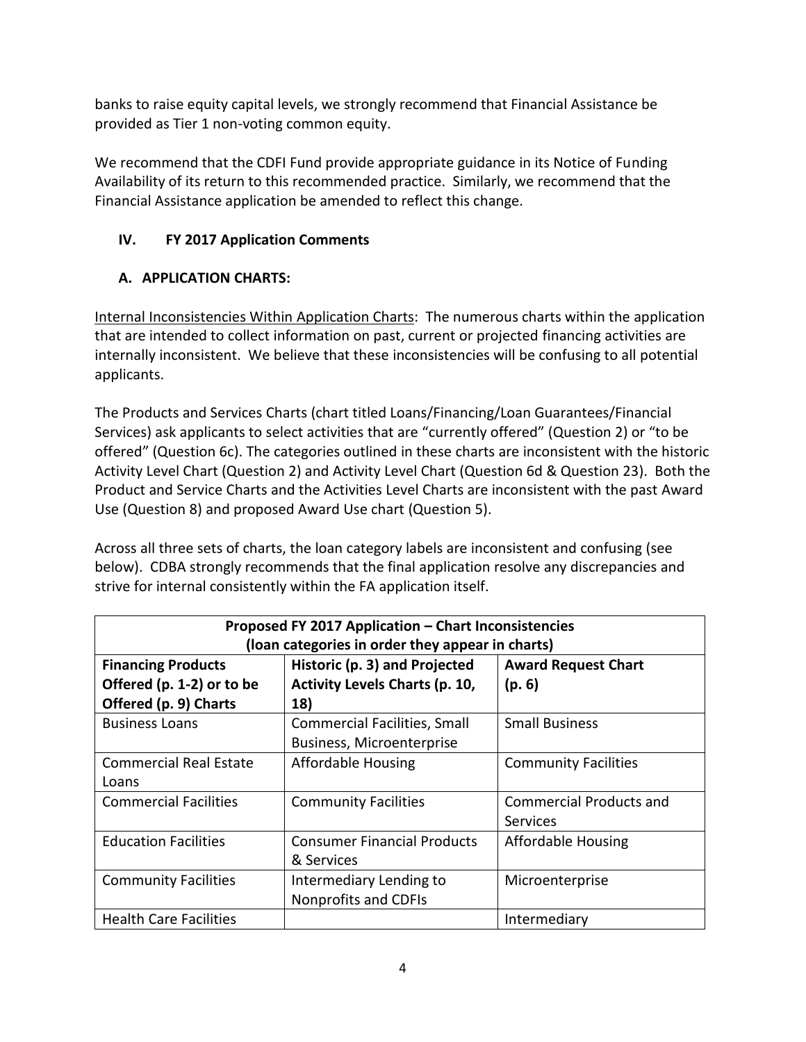banks to raise equity capital levels, we strongly recommend that Financial Assistance be provided as Tier 1 non-voting common equity.

We recommend that the CDFI Fund provide appropriate guidance in its Notice of Funding Availability of its return to this recommended practice. Similarly, we recommend that the Financial Assistance application be amended to reflect this change.

## IV. FY 2017 Application Comments

### A. APPLICATION CHARTS:

Internal Inconsistencies Within Application Charts: The numerous charts within the application that are intended to collect information on past, current or projected financing activities are internally inconsistent. We believe that these inconsistencies will be confusing to all potential applicants.

The Products and Services Charts (chart titled Loans/Financing/Loan Guarantees/Financial Services) ask applicants to select activities that are "currently offered" (Question 2) or "to be offered" (Question 6c). The categories outlined in these charts are inconsistent with the historic Activity Level Chart (Question 2) and Activity Level Chart (Question 6d & Question 23). Both the Product and Service Charts and the Activities Level Charts are inconsistent with the past Award Use (Question 8) and proposed Award Use chart (Question 5).

Across all three sets of charts, the loan category labels are inconsistent and confusing (see below). CDBA strongly recommends that the final application resolve any discrepancies and strive for internal consistently within the FA application itself.

| Proposed FY 2017 Application – Chart Inconsistencies (loan categories in order they appear in charts) | | |
|---|---|---|
| **Financing Products Offered (p. 1-2) or to be Offered (p. 9) Charts** | **Historic (p. 3) and Projected Activity Levels Charts (p. 10, 18)** | **Award Request Chart (p. 6)** |
| Business Loans | Commercial Facilities, Small Business, Microenterprise | Small Business |
| Commercial Real Estate Loans | Affordable Housing | Community Facilities |
| Commercial Facilities | Community Facilities | Commercial Products and Services |
| Education Facilities | Consumer Financial Products & Services | Affordable Housing |
| Community Facilities | Intermediary Lending to Nonprofits and CDFIs | Microenterprise |
| Health Care Facilities | | Intermediary |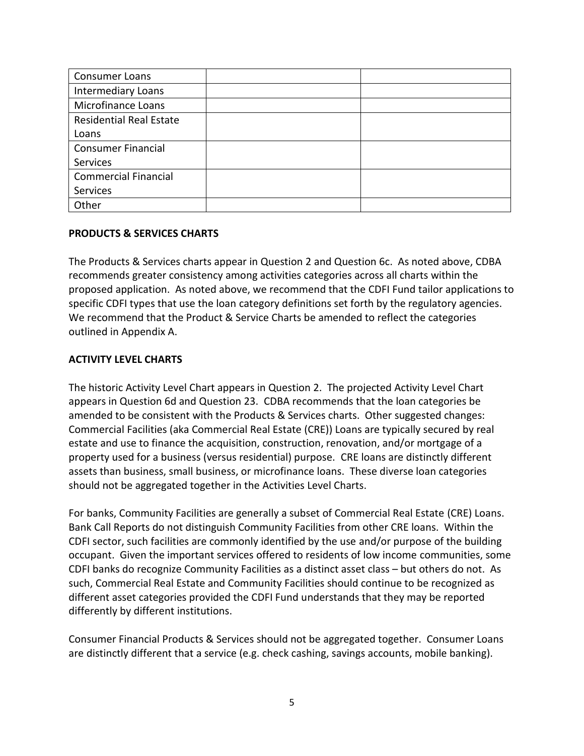| | | |
|---|---|---|
| Consumer Loans | | |
| Intermediary Loans | | |
| Microfinance Loans | | |
| Residential Real Estate Loans | | |
| Consumer Financial Services | | |
| Commercial Financial Services | | |
| Other | | |

**PRODUCTS & SERVICES CHARTS**

The Products & Services charts appear in Question 2 and Question 6c. As noted above, CDBA recommends greater consistency among activities categories across all charts within the proposed application. As noted above, we recommend that the CDFI Fund tailor applications to specific CDFI types that use the loan category definitions set forth by the regulatory agencies. We recommend that the Product & Service Charts be amended to reflect the categories outlined in Appendix A.

**ACTIVITY LEVEL CHARTS**

The historic Activity Level Chart appears in Question 2. The projected Activity Level Chart appears in Question 6d and Question 23. CDBA recommends that the loan categories be amended to be consistent with the Products & Services charts. Other suggested changes: Commercial Facilities (aka Commercial Real Estate (CRE)) Loans are typically secured by real estate and use to finance the acquisition, construction, renovation, and/or mortgage of a property used for a business (versus residential) purpose. CRE loans are distinctly different assets than business, small business, or microfinance loans. These diverse loan categories should not be aggregated together in the Activities Level Charts.

For banks, Community Facilities are generally a subset of Commercial Real Estate (CRE) Loans. Bank Call Reports do not distinguish Community Facilities from other CRE loans. Within the CDFI sector, such facilities are commonly identified by the use and/or purpose of the building occupant. Given the important services offered to residents of low income communities, some CDFI banks do recognize Community Facilities as a distinct asset class – but others do not. As such, Commercial Real Estate and Community Facilities should continue to be recognized as different asset categories provided the CDFI Fund understands that they may be reported differently by different institutions.

Consumer Financial Products & Services should not be aggregated together. Consumer Loans are distinctly different that a service (e.g. check cashing, savings accounts, mobile banking).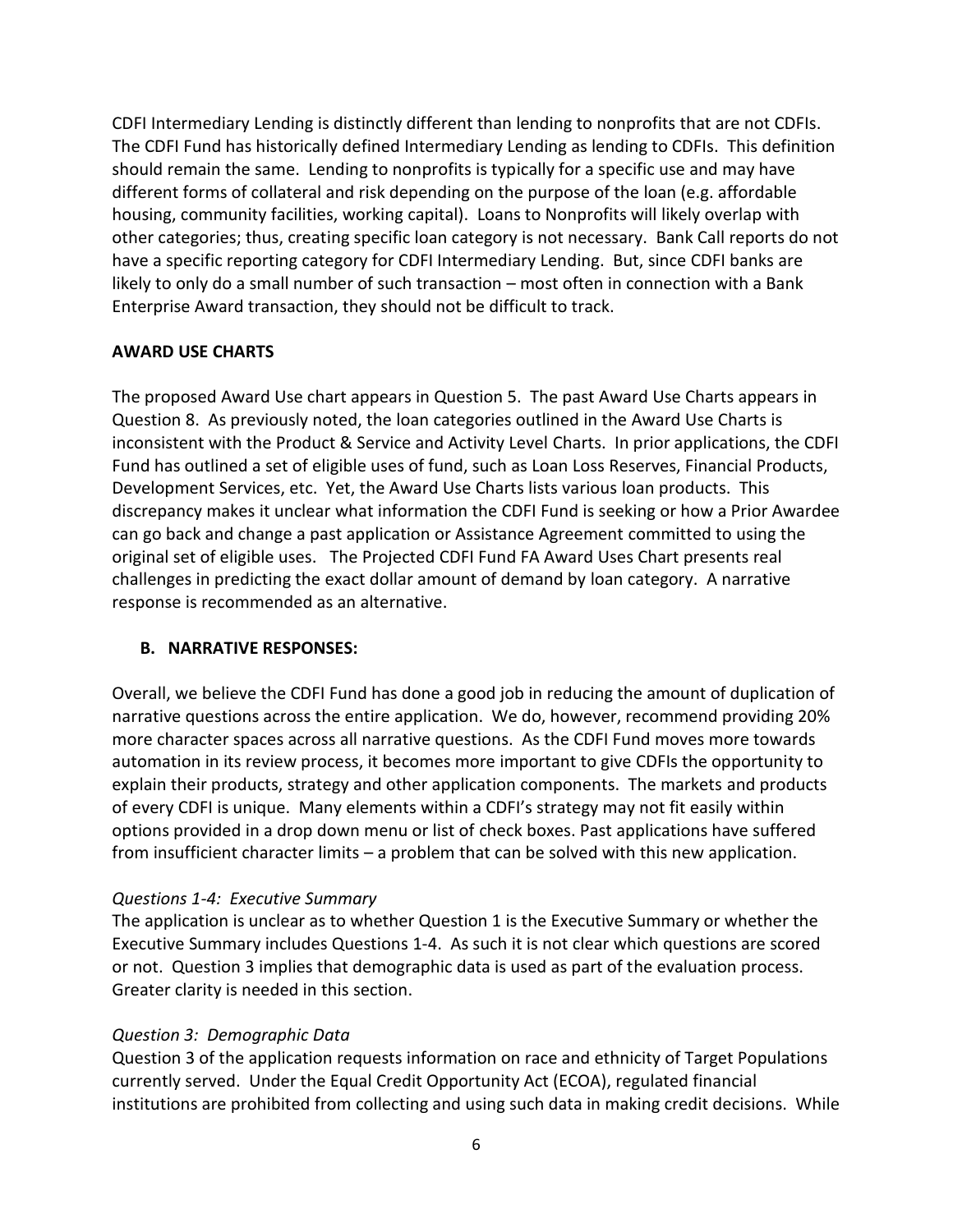CDFI Intermediary Lending is distinctly different than lending to nonprofits that are not CDFIs. The CDFI Fund has historically defined Intermediary Lending as lending to CDFIs. This definition should remain the same. Lending to nonprofits is typically for a specific use and may have different forms of collateral and risk depending on the purpose of the loan (e.g. affordable housing, community facilities, working capital). Loans to Nonprofits will likely overlap with other categories; thus, creating specific loan category is not necessary. Bank Call reports do not have a specific reporting category for CDFI Intermediary Lending. But, since CDFI banks are likely to only do a small number of such transaction – most often in connection with a Bank Enterprise Award transaction, they should not be difficult to track.

**AWARD USE CHARTS**

The proposed Award Use chart appears in Question 5. The past Award Use Charts appears in Question 8. As previously noted, the loan categories outlined in the Award Use Charts is inconsistent with the Product & Service and Activity Level Charts. In prior applications, the CDFI Fund has outlined a set of eligible uses of fund, such as Loan Loss Reserves, Financial Products, Development Services, etc. Yet, the Award Use Charts lists various loan products. This discrepancy makes it unclear what information the CDFI Fund is seeking or how a Prior Awardee can go back and change a past application or Assistance Agreement committed to using the original set of eligible uses. The Projected CDFI Fund FA Award Uses Chart presents real challenges in predicting the exact dollar amount of demand by loan category. A narrative response is recommended as an alternative.

## B. NARRATIVE RESPONSES:

Overall, we believe the CDFI Fund has done a good job in reducing the amount of duplication of narrative questions across the entire application. We do, however, recommend providing 20% more character spaces across all narrative questions. As the CDFI Fund moves more towards automation in its review process, it becomes more important to give CDFIs the opportunity to explain their products, strategy and other application components. The markets and products of every CDFI is unique. Many elements within a CDFI's strategy may not fit easily within options provided in a drop down menu or list of check boxes. Past applications have suffered from insufficient character limits – a problem that can be solved with this new application.

*Questions 1-4: Executive Summary*
The application is unclear as to whether Question 1 is the Executive Summary or whether the Executive Summary includes Questions 1-4. As such it is not clear which questions are scored or not. Question 3 implies that demographic data is used as part of the evaluation process. Greater clarity is needed in this section.

*Question 3: Demographic Data*
Question 3 of the application requests information on race and ethnicity of Target Populations currently served. Under the Equal Credit Opportunity Act (ECOA), regulated financial institutions are prohibited from collecting and using such data in making credit decisions. While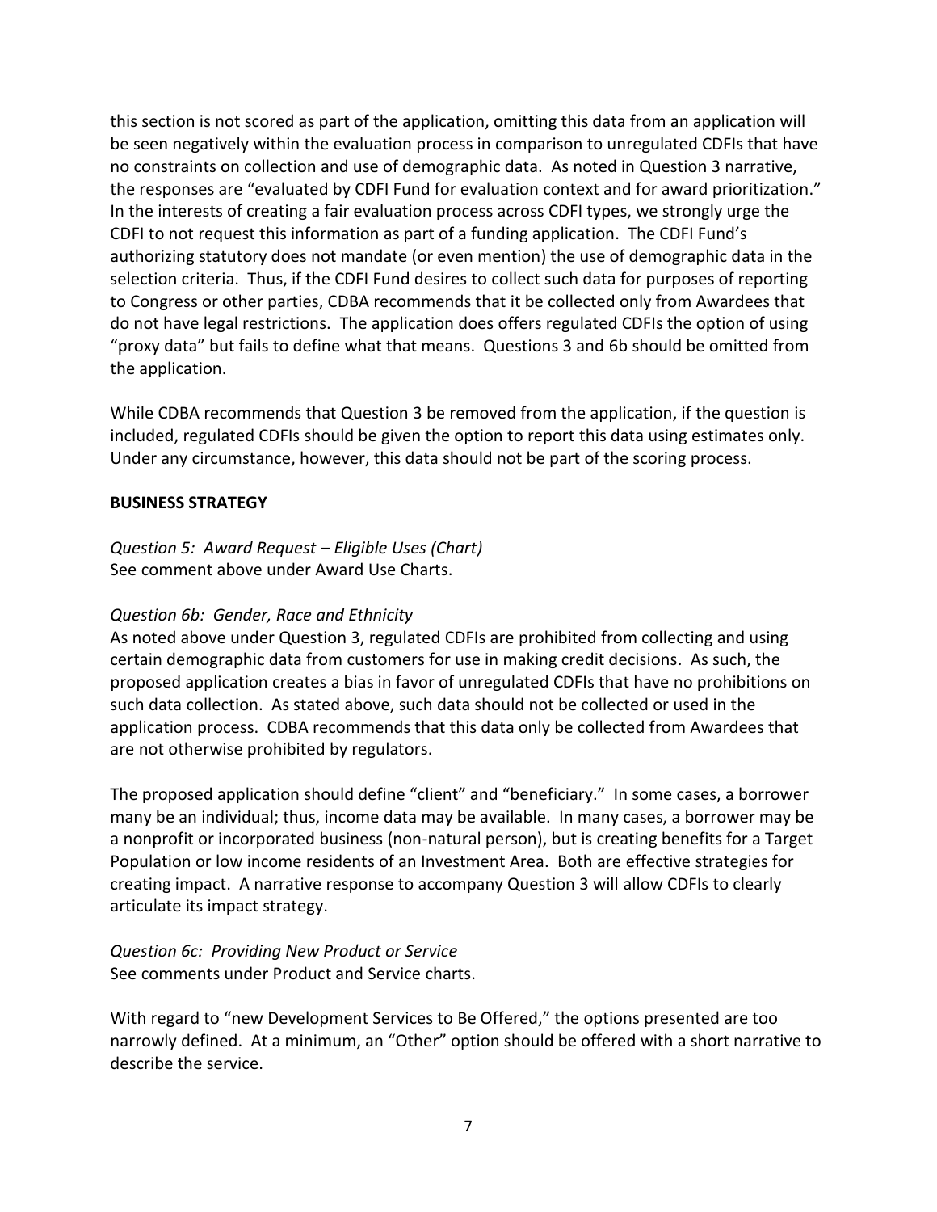this section is not scored as part of the application, omitting this data from an application will be seen negatively within the evaluation process in comparison to unregulated CDFIs that have no constraints on collection and use of demographic data. As noted in Question 3 narrative, the responses are "evaluated by CDFI Fund for evaluation context and for award prioritization." In the interests of creating a fair evaluation process across CDFI types, we strongly urge the CDFI to not request this information as part of a funding application. The CDFI Fund's authorizing statutory does not mandate (or even mention) the use of demographic data in the selection criteria. Thus, if the CDFI Fund desires to collect such data for purposes of reporting to Congress or other parties, CDBA recommends that it be collected only from Awardees that do not have legal restrictions. The application does offers regulated CDFIs the option of using "proxy data" but fails to define what that means. Questions 3 and 6b should be omitted from the application.

While CDBA recommends that Question 3 be removed from the application, if the question is included, regulated CDFIs should be given the option to report this data using estimates only. Under any circumstance, however, this data should not be part of the scoring process.

**BUSINESS STRATEGY**

*Question 5: Award Request – Eligible Uses (Chart)*
See comment above under Award Use Charts.

*Question 6b: Gender, Race and Ethnicity*
As noted above under Question 3, regulated CDFIs are prohibited from collecting and using certain demographic data from customers for use in making credit decisions. As such, the proposed application creates a bias in favor of unregulated CDFIs that have no prohibitions on such data collection. As stated above, such data should not be collected or used in the application process. CDBA recommends that this data only be collected from Awardees that are not otherwise prohibited by regulators.

The proposed application should define "client" and "beneficiary." In some cases, a borrower many be an individual; thus, income data may be available. In many cases, a borrower may be a nonprofit or incorporated business (non-natural person), but is creating benefits for a Target Population or low income residents of an Investment Area. Both are effective strategies for creating impact. A narrative response to accompany Question 3 will allow CDFIs to clearly articulate its impact strategy.

*Question 6c: Providing New Product or Service*
See comments under Product and Service charts.

With regard to "new Development Services to Be Offered," the options presented are too narrowly defined. At a minimum, an "Other" option should be offered with a short narrative to describe the service.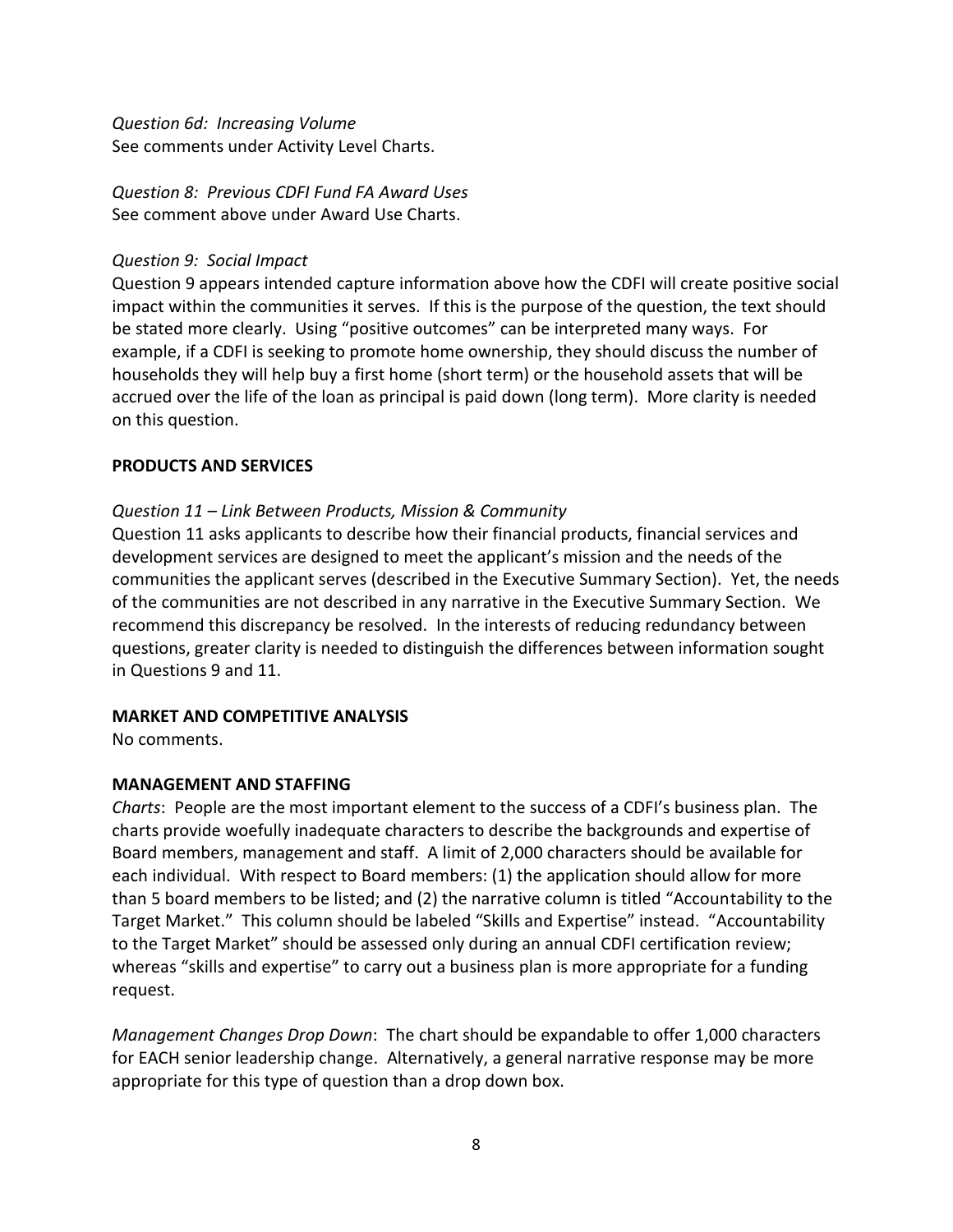*Question 6d: Increasing Volume*
See comments under Activity Level Charts.

*Question 8: Previous CDFI Fund FA Award Uses*
See comment above under Award Use Charts.

*Question 9: Social Impact*
Question 9 appears intended capture information above how the CDFI will create positive social impact within the communities it serves. If this is the purpose of the question, the text should be stated more clearly. Using "positive outcomes" can be interpreted many ways. For example, if a CDFI is seeking to promote home ownership, they should discuss the number of households they will help buy a first home (short term) or the household assets that will be accrued over the life of the loan as principal is paid down (long term). More clarity is needed on this question.

**PRODUCTS AND SERVICES**

*Question 11 – Link Between Products, Mission & Community*
Question 11 asks applicants to describe how their financial products, financial services and development services are designed to meet the applicant's mission and the needs of the communities the applicant serves (described in the Executive Summary Section). Yet, the needs of the communities are not described in any narrative in the Executive Summary Section. We recommend this discrepancy be resolved. In the interests of reducing redundancy between questions, greater clarity is needed to distinguish the differences between information sought in Questions 9 and 11.

**MARKET AND COMPETITIVE ANALYSIS**
No comments.

**MANAGEMENT AND STAFFING**
*Charts*: People are the most important element to the success of a CDFI's business plan. The charts provide woefully inadequate characters to describe the backgrounds and expertise of Board members, management and staff. A limit of 2,000 characters should be available for each individual. With respect to Board members: (1) the application should allow for more than 5 board members to be listed; and (2) the narrative column is titled "Accountability to the Target Market." This column should be labeled "Skills and Expertise" instead. "Accountability to the Target Market" should be assessed only during an annual CDFI certification review; whereas "skills and expertise" to carry out a business plan is more appropriate for a funding request.

*Management Changes Drop Down*: The chart should be expandable to offer 1,000 characters for EACH senior leadership change. Alternatively, a general narrative response may be more appropriate for this type of question than a drop down box.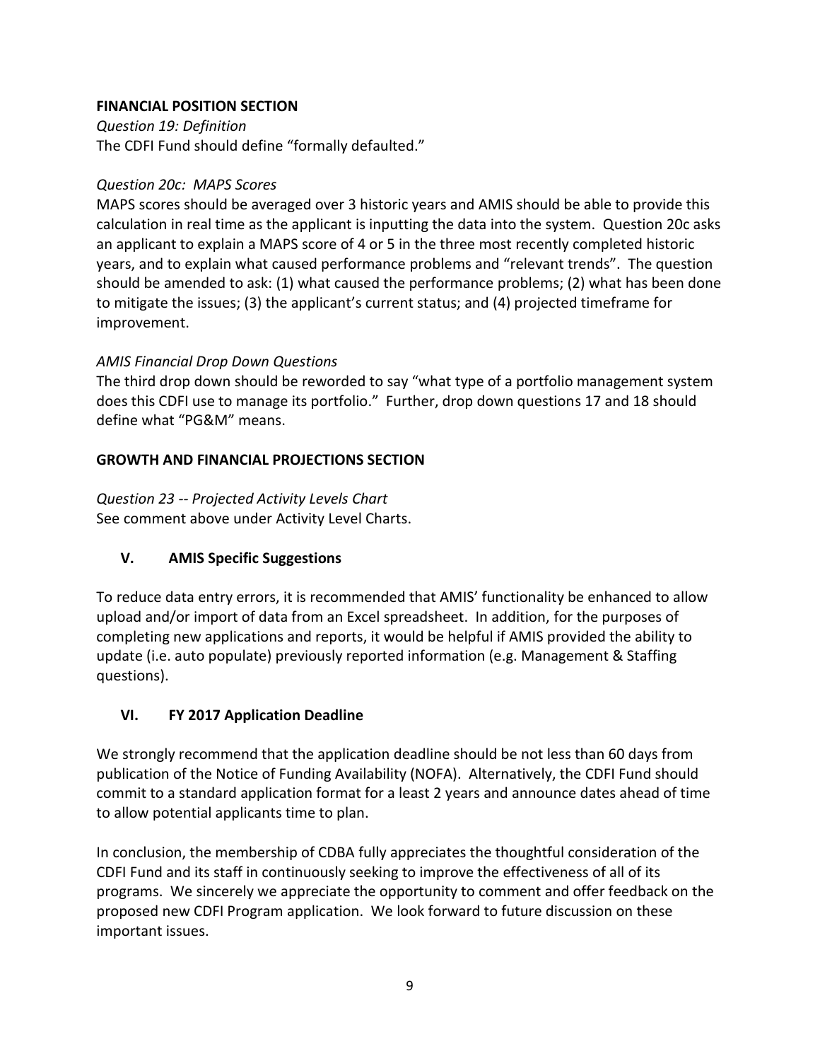**FINANCIAL POSITION SECTION**

*Question 19: Definition*
The CDFI Fund should define "formally defaulted."

*Question 20c: MAPS Scores*
MAPS scores should be averaged over 3 historic years and AMIS should be able to provide this calculation in real time as the applicant is inputting the data into the system. Question 20c asks an applicant to explain a MAPS score of 4 or 5 in the three most recently completed historic years, and to explain what caused performance problems and "relevant trends". The question should be amended to ask: (1) what caused the performance problems; (2) what has been done to mitigate the issues; (3) the applicant's current status; and (4) projected timeframe for improvement.

*AMIS Financial Drop Down Questions*
The third drop down should be reworded to say "what type of a portfolio management system does this CDFI use to manage its portfolio." Further, drop down questions 17 and 18 should define what "PG&M" means.

**GROWTH AND FINANCIAL PROJECTIONS SECTION**

*Question 23 -- Projected Activity Levels Chart*
See comment above under Activity Level Charts.

## V. AMIS Specific Suggestions

To reduce data entry errors, it is recommended that AMIS' functionality be enhanced to allow upload and/or import of data from an Excel spreadsheet. In addition, for the purposes of completing new applications and reports, it would be helpful if AMIS provided the ability to update (i.e. auto populate) previously reported information (e.g. Management & Staffing questions).

## VI. FY 2017 Application Deadline

We strongly recommend that the application deadline should be not less than 60 days from publication of the Notice of Funding Availability (NOFA). Alternatively, the CDFI Fund should commit to a standard application format for a least 2 years and announce dates ahead of time to allow potential applicants time to plan.

In conclusion, the membership of CDBA fully appreciates the thoughtful consideration of the CDFI Fund and its staff in continuously seeking to improve the effectiveness of all of its programs. We sincerely we appreciate the opportunity to comment and offer feedback on the proposed new CDFI Program application. We look forward to future discussion on these important issues.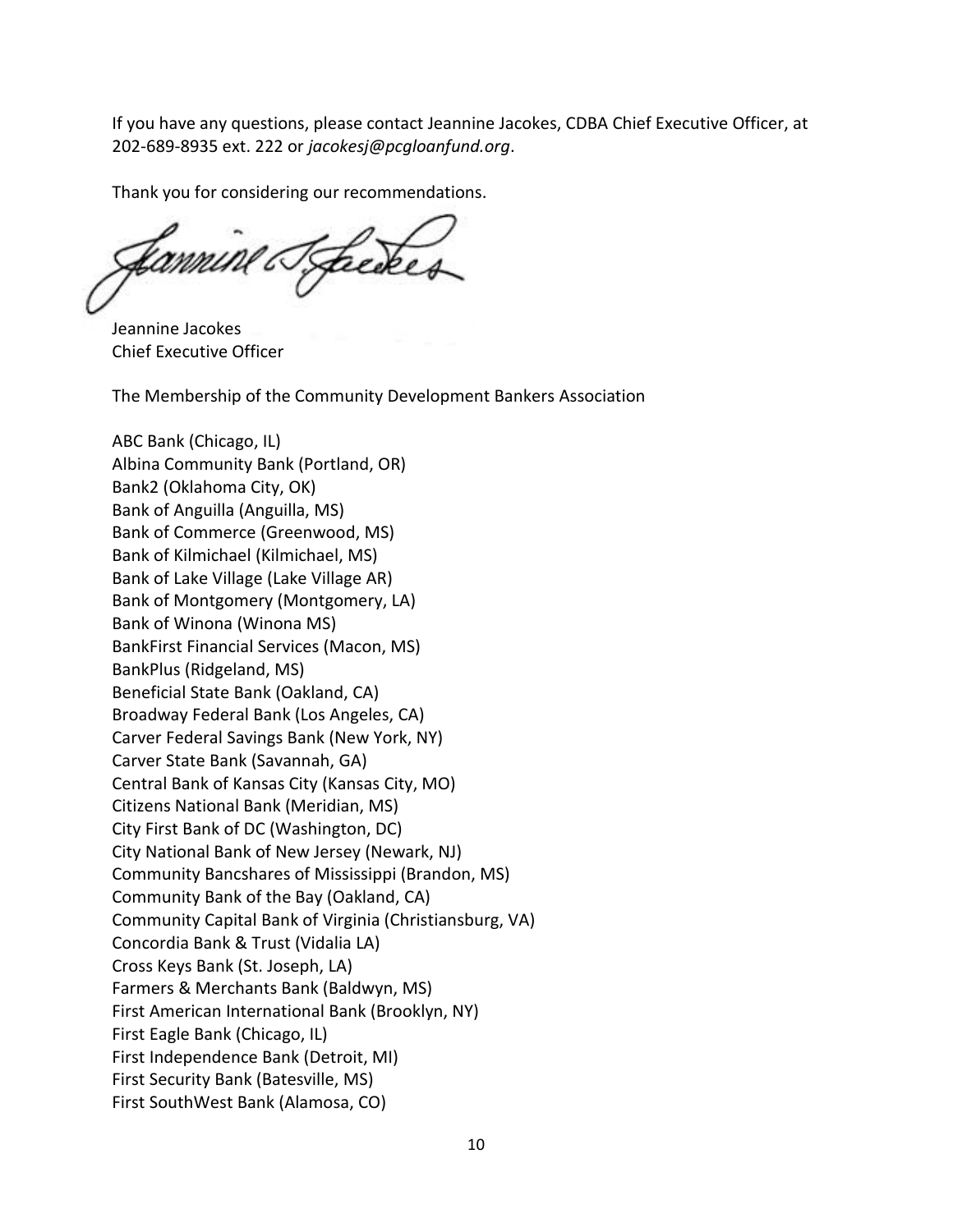If you have any questions, please contact Jeannine Jacokes, CDBA Chief Executive Officer, at 202-689-8935 ext. 222 or *jacokesj@pcgloanfund.org*.

Thank you for considering our recommendations.

Jeannine Jacokes
Chief Executive Officer

The Membership of the Community Development Bankers Association

ABC Bank (Chicago, IL)
Albina Community Bank (Portland, OR)
Bank2 (Oklahoma City, OK)
Bank of Anguilla (Anguilla, MS)
Bank of Commerce (Greenwood, MS)
Bank of Kilmichael (Kilmichael, MS)
Bank of Lake Village (Lake Village AR)
Bank of Montgomery (Montgomery, LA)
Bank of Winona (Winona MS)
BankFirst Financial Services (Macon, MS)
BankPlus (Ridgeland, MS)
Beneficial State Bank (Oakland, CA)
Broadway Federal Bank (Los Angeles, CA)
Carver Federal Savings Bank (New York, NY)
Carver State Bank (Savannah, GA)
Central Bank of Kansas City (Kansas City, MO)
Citizens National Bank (Meridian, MS)
City First Bank of DC (Washington, DC)
City National Bank of New Jersey (Newark, NJ)
Community Bancshares of Mississippi (Brandon, MS)
Community Bank of the Bay (Oakland, CA)
Community Capital Bank of Virginia (Christiansburg, VA)
Concordia Bank & Trust (Vidalia LA)
Cross Keys Bank (St. Joseph, LA)
Farmers & Merchants Bank (Baldwyn, MS)
First American International Bank (Brooklyn, NY)
First Eagle Bank (Chicago, IL)
First Independence Bank (Detroit, MI)
First Security Bank (Batesville, MS)
First SouthWest Bank (Alamosa, CO)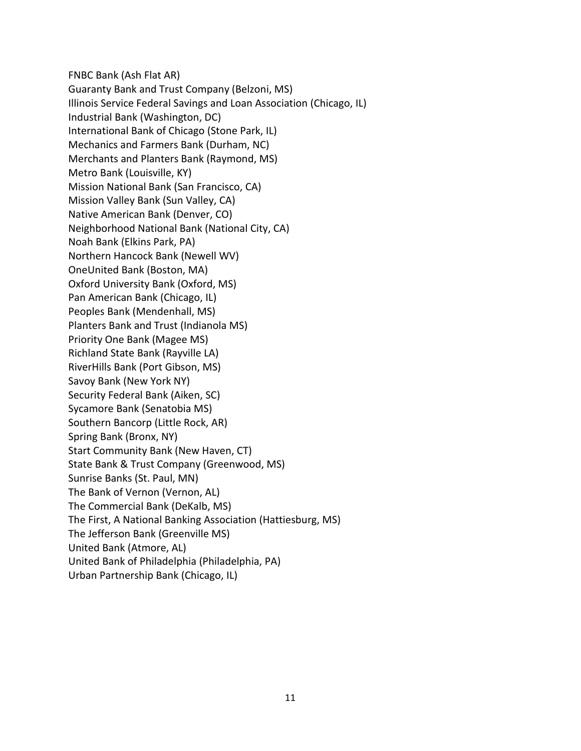FNBC Bank (Ash Flat AR)
Guaranty Bank and Trust Company (Belzoni, MS)
Illinois Service Federal Savings and Loan Association (Chicago, IL)
Industrial Bank (Washington, DC)
International Bank of Chicago (Stone Park, IL)
Mechanics and Farmers Bank (Durham, NC)
Merchants and Planters Bank (Raymond, MS)
Metro Bank (Louisville, KY)
Mission National Bank (San Francisco, CA)
Mission Valley Bank (Sun Valley, CA)
Native American Bank (Denver, CO)
Neighborhood National Bank (National City, CA)
Noah Bank (Elkins Park, PA)
Northern Hancock Bank (Newell WV)
OneUnited Bank (Boston, MA)
Oxford University Bank (Oxford, MS)
Pan American Bank (Chicago, IL)
Peoples Bank (Mendenhall, MS)
Planters Bank and Trust (Indianola MS)
Priority One Bank (Magee MS)
Richland State Bank (Rayville LA)
RiverHills Bank (Port Gibson, MS)
Savoy Bank (New York NY)
Security Federal Bank (Aiken, SC)
Sycamore Bank (Senatobia MS)
Southern Bancorp (Little Rock, AR)
Spring Bank (Bronx, NY)
Start Community Bank (New Haven, CT)
State Bank & Trust Company (Greenwood, MS)
Sunrise Banks (St. Paul, MN)
The Bank of Vernon (Vernon, AL)
The Commercial Bank (DeKalb, MS)
The First, A National Banking Association (Hattiesburg, MS)
The Jefferson Bank (Greenville MS)
United Bank (Atmore, AL)
United Bank of Philadelphia (Philadelphia, PA)
Urban Partnership Bank (Chicago, IL)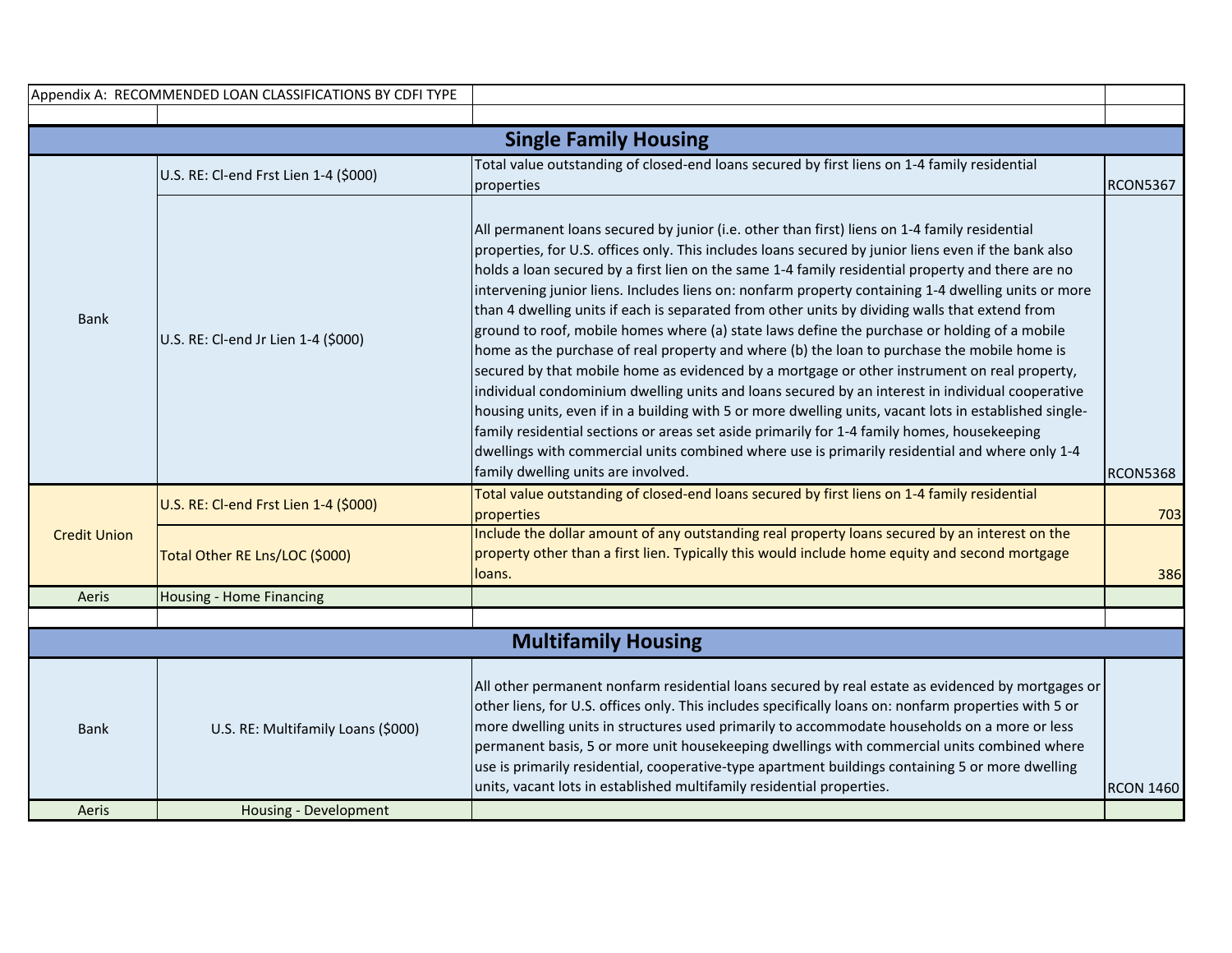Appendix A: RECOMMENDED LOAN CLASSIFICATIONS BY CDFI TYPE

## Single Family Housing

| Type | Classification | Description | Code |
|---|---|---|---|
| Bank | U.S. RE: Cl-end Frst Lien 1-4 ($000) | Total value outstanding of closed-end loans secured by first liens on 1-4 family residential properties | RCON5367 |
| | U.S. RE: Cl-end Jr Lien 1-4 ($000) | All permanent loans secured by junior (i.e. other than first) liens on 1-4 family residential properties, for U.S. offices only. This includes loans secured by junior liens even if the bank also holds a loan secured by a first lien on the same 1-4 family residential property and there are no intervening junior liens. Includes liens on: nonfarm property containing 1-4 dwelling units or more than 4 dwelling units if each is separated from other units by dividing walls that extend from ground to roof, mobile homes where (a) state laws define the purchase or holding of a mobile home as the purchase of real property and where (b) the loan to purchase the mobile home is secured by that mobile home as evidenced by a mortgage or other instrument on real property, individual condominium dwelling units and loans secured by an interest in individual cooperative housing units, even if in a building with 5 or more dwelling units, vacant lots in established single-family residential sections or areas set aside primarily for 1-4 family homes, housekeeping dwellings with commercial units combined where use is primarily residential and where only 1-4 family dwelling units are involved. | RCON5368 |
| Credit Union | U.S. RE: Cl-end Frst Lien 1-4 ($000) | Total value outstanding of closed-end loans secured by first liens on 1-4 family residential properties | 703 |
| | Total Other RE Lns/LOC ($000) | Include the dollar amount of any outstanding real property loans secured by an interest on the property other than a first lien. Typically this would include home equity and second mortgage loans. | 386 |
| Aeris | Housing - Home Financing | | |

## Multifamily Housing

| Type | Classification | Description | Code |
|---|---|---|---|
| Bank | U.S. RE: Multifamily Loans ($000) | All other permanent nonfarm residential loans secured by real estate as evidenced by mortgages or other liens, for U.S. offices only. This includes specifically loans on: nonfarm properties with 5 or more dwelling units in structures used primarily to accommodate households on a more or less permanent basis, 5 or more unit housekeeping dwellings with commercial units combined where use is primarily residential, cooperative-type apartment buildings containing 5 or more dwelling units, vacant lots in established multifamily residential properties. | RCON 1460 |
| Aeris | Housing - Development | | |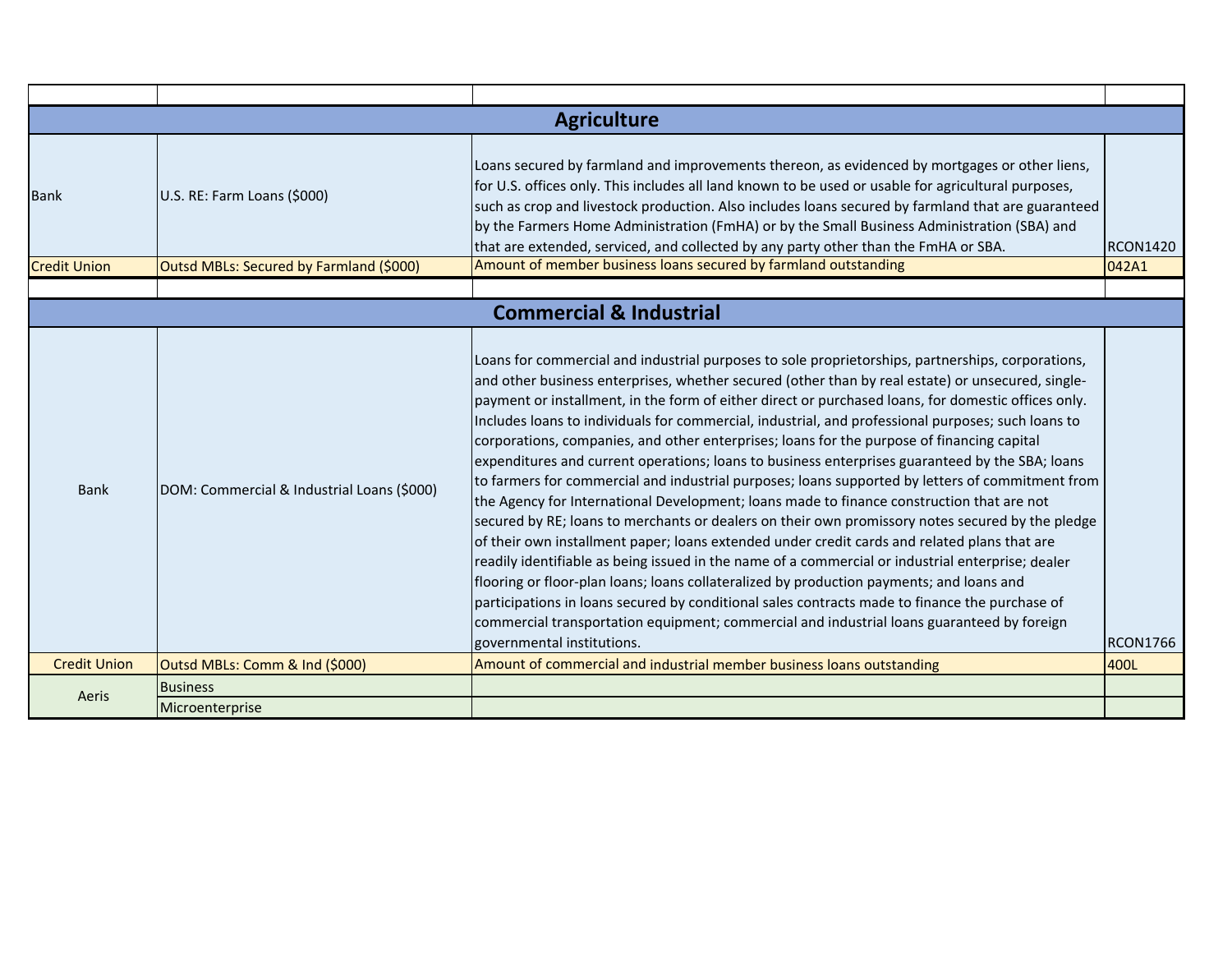| | | | |
|---|---|---|---|
| **Agriculture** | | | |
| Bank | U.S. RE: Farm Loans ($000) | Loans secured by farmland and improvements thereon, as evidenced by mortgages or other liens, for U.S. offices only. This includes all land known to be used or usable for agricultural purposes, such as crop and livestock production. Also includes loans secured by farmland that are guaranteed by the Farmers Home Administration (FmHA) or by the Small Business Administration (SBA) and that are extended, serviced, and collected by any party other than the FmHA or SBA. | RCON1420 |
| Credit Union | Outsd MBLs: Secured by Farmland ($000) | Amount of member business loans secured by farmland outstanding | 042A1 |
| | | | |
| **Commercial & Industrial** | | | |
| Bank | DOM: Commercial & Industrial Loans ($000) | Loans for commercial and industrial purposes to sole proprietorships, partnerships, corporations, and other business enterprises, whether secured (other than by real estate) or unsecured, single-payment or installment, in the form of either direct or purchased loans, for domestic offices only. Includes loans to individuals for commercial, industrial, and professional purposes; such loans to corporations, companies, and other enterprises; loans for the purpose of financing capital expenditures and current operations; loans to business enterprises guaranteed by the SBA; loans to farmers for commercial and industrial purposes; loans supported by letters of commitment from the Agency for International Development; loans made to finance construction that are not secured by RE; loans to merchants or dealers on their own promissory notes secured by the pledge of their own installment paper; loans extended under credit cards and related plans that are readily identifiable as being issued in the name of a commercial or industrial enterprise; dealer flooring or floor-plan loans; loans collateralized by production payments; and loans and participations in loans secured by conditional sales contracts made to finance the purchase of commercial transportation equipment; commercial and industrial loans guaranteed by foreign governmental institutions. | RCON1766 |
| Credit Union | Outsd MBLs: Comm & Ind ($000) | Amount of commercial and industrial member business loans outstanding | 400L |
| Aeris | Business | | |
| | Microenterprise | | |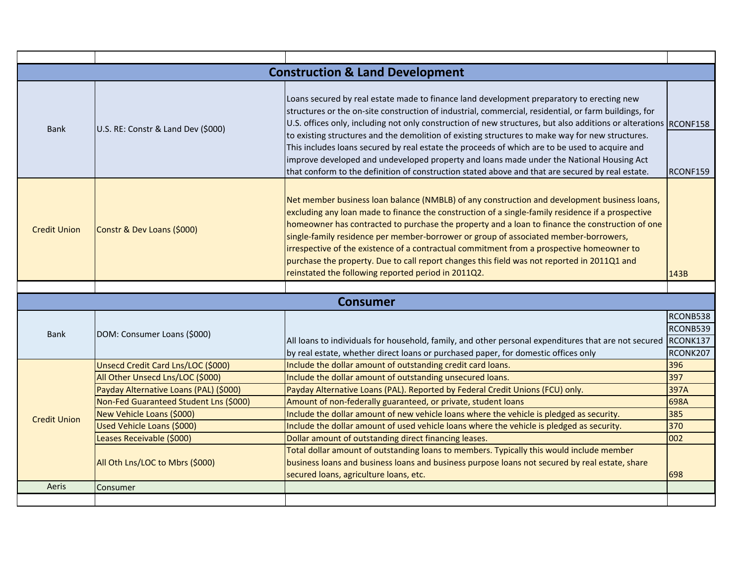## Construction & Land Development

| Institution | Field | Description | Code |
|---|---|---|---|
| Bank | U.S. RE: Constr & Land Dev ($000) | Loans secured by real estate made to finance land development preparatory to erecting new structures or the on-site construction of industrial, commercial, residential, or farm buildings, for U.S. offices only, including not only construction of new structures, but also additions or alterations to existing structures and the demolition of existing structures to make way for new structures. This includes loans secured by real estate the proceeds of which are to be used to acquire and improve developed and undeveloped property and loans made under the National Housing Act that conform to the definition of construction stated above and that are secured by real estate. | RCONF158<br>RCONF159 |
| Credit Union | Constr & Dev Loans ($000) | Net member business loan balance (NMBLB) of any construction and development business loans, excluding any loan made to finance the construction of a single-family residence if a prospective homeowner has contracted to purchase the property and a loan to finance the construction of one single-family residence per member-borrower or group of associated member-borrowers, irrespective of the existence of a contractual commitment from a prospective homeowner to purchase the property. Due to call report changes this field was not reported in 2011Q1 and reinstated the following reported period in 2011Q2. | 143B |

## Consumer

| Institution | Field | Description | Code |
|---|---|---|---|
| Bank | DOM: Consumer Loans ($000) | All loans to individuals for household, family, and other personal expenditures that are not secured by real estate, whether direct loans or purchased paper, for domestic offices only | RCONB538<br>RCONB539<br>RCONK137<br>RCONK207 |
| Credit Union | Unsecd Credit Card Lns/LOC ($000) | Include the dollar amount of outstanding credit card loans. | 396 |
| | All Other Unsecd Lns/LOC ($000) | Include the dollar amount of outstanding unsecured loans. | 397 |
| | Payday Alternative Loans (PAL) ($000) | Payday Alternative Loans (PAL). Reported by Federal Credit Unions (FCU) only. | 397A |
| | Non-Fed Guaranteed Student Lns ($000) | Amount of non-federally guaranteed, or private, student loans | 698A |
| | New Vehicle Loans ($000) | Include the dollar amount of new vehicle loans where the vehicle is pledged as security. | 385 |
| | Used Vehicle Loans ($000) | Include the dollar amount of used vehicle loans where the vehicle is pledged as security. | 370 |
| | Leases Receivable ($000) | Dollar amount of outstanding direct financing leases. | 002 |
| | All Oth Lns/LOC to Mbrs ($000) | Total dollar amount of outstanding loans to members. Typically this would include member business loans and business loans and business purpose loans not secured by real estate, share secured loans, agriculture loans, etc. | 698 |
| Aeris | Consumer | | |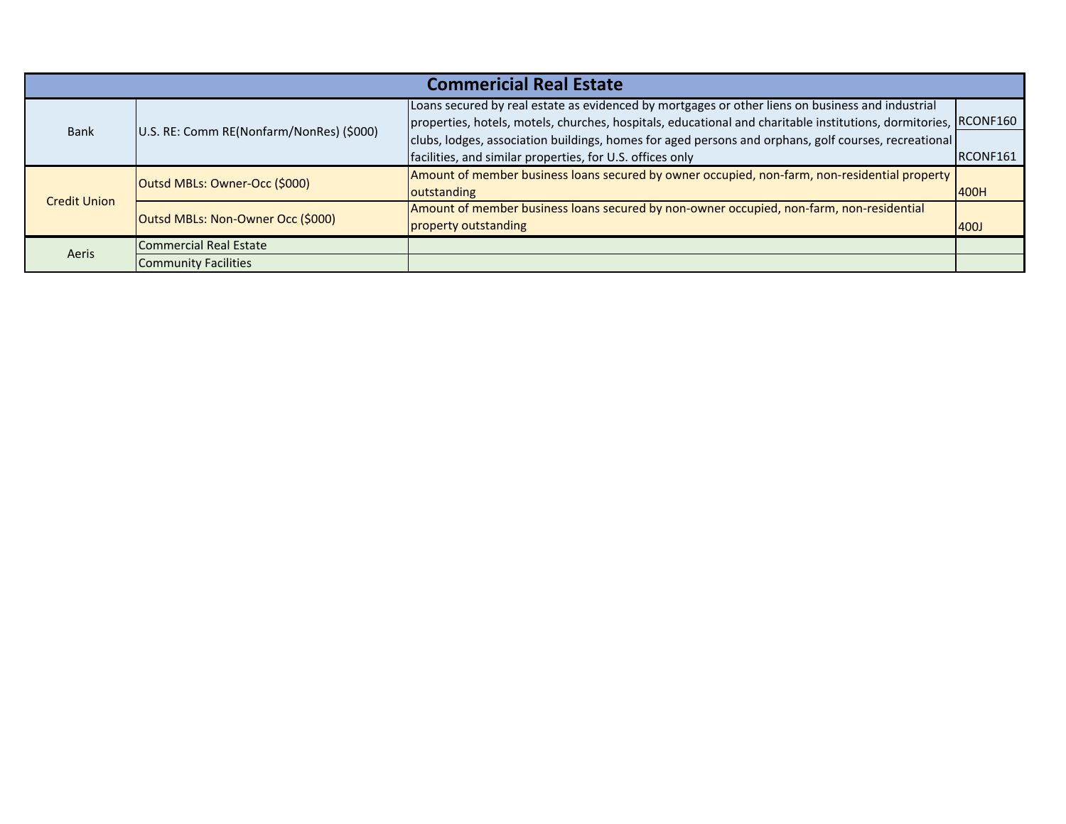| Commericial Real Estate | | | |
|---|---|---|---|
| Bank | U.S. RE: Comm RE(Nonfarm/NonRes) ($000) | Loans secured by real estate as evidenced by mortgages or other liens on business and industrial properties, hotels, motels, churches, hospitals, educational and charitable institutions, dormitories, clubs, lodges, association buildings, homes for aged persons and orphans, golf courses, recreational facilities, and similar properties, for U.S. offices only | RCONF160 |
| | | | RCONF161 |
| Credit Union | Outsd MBLs: Owner-Occ ($000) | Amount of member business loans secured by owner occupied, non-farm, non-residential property outstanding | 400H |
| | Outsd MBLs: Non-Owner Occ ($000) | Amount of member business loans secured by non-owner occupied, non-farm, non-residential property outstanding | 400J |
| Aeris | Commercial Real Estate | | |
| | Community Facilities | | |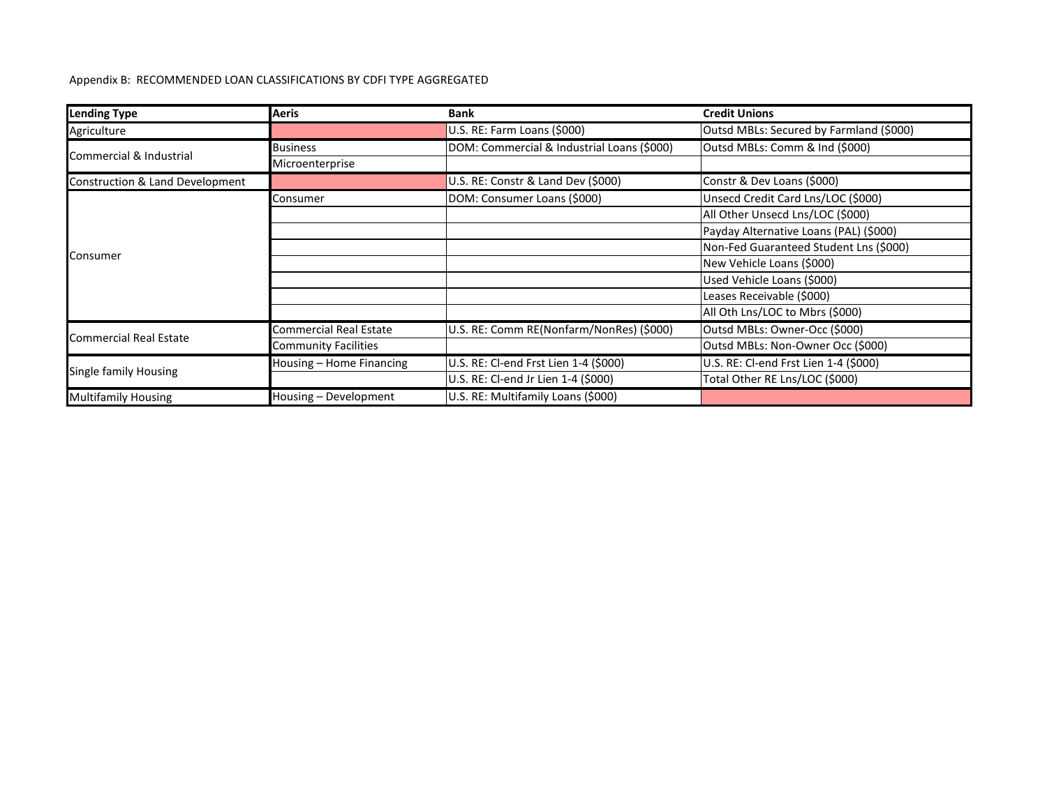Appendix B: RECOMMENDED LOAN CLASSIFICATIONS BY CDFI TYPE AGGREGATED

| Lending Type | Aeris | Bank | Credit Unions |
|---|---|---|---|
| Agriculture | | U.S. RE: Farm Loans ($000) | Outsd MBLs: Secured by Farmland ($000) |
| Commercial & Industrial | Business | DOM: Commercial & Industrial Loans ($000) | Outsd MBLs: Comm & Ind ($000) |
| | Microenterprise | | |
| Construction & Land Development | | U.S. RE: Constr & Land Dev ($000) | Constr & Dev Loans ($000) |
| Consumer | Consumer | DOM: Consumer Loans ($000) | Unsecd Credit Card Lns/LOC ($000) |
| | | | All Other Unsecd Lns/LOC ($000) |
| | | | Payday Alternative Loans (PAL) ($000) |
| | | | Non-Fed Guaranteed Student Lns ($000) |
| | | | New Vehicle Loans ($000) |
| | | | Used Vehicle Loans ($000) |
| | | | Leases Receivable ($000) |
| | | | All Oth Lns/LOC to Mbrs ($000) |
| Commercial Real Estate | Commercial Real Estate | U.S. RE: Comm RE(Nonfarm/NonRes) ($000) | Outsd MBLs: Owner-Occ ($000) |
| | Community Facilities | | Outsd MBLs: Non-Owner Occ ($000) |
| Single family Housing | Housing – Home Financing | U.S. RE: Cl-end Frst Lien 1-4 ($000) | U.S. RE: Cl-end Frst Lien 1-4 ($000) |
| | | U.S. RE: Cl-end Jr Lien 1-4 ($000) | Total Other RE Lns/LOC ($000) |
| Multifamily Housing | Housing – Development | U.S. RE: Multifamily Loans ($000) | |